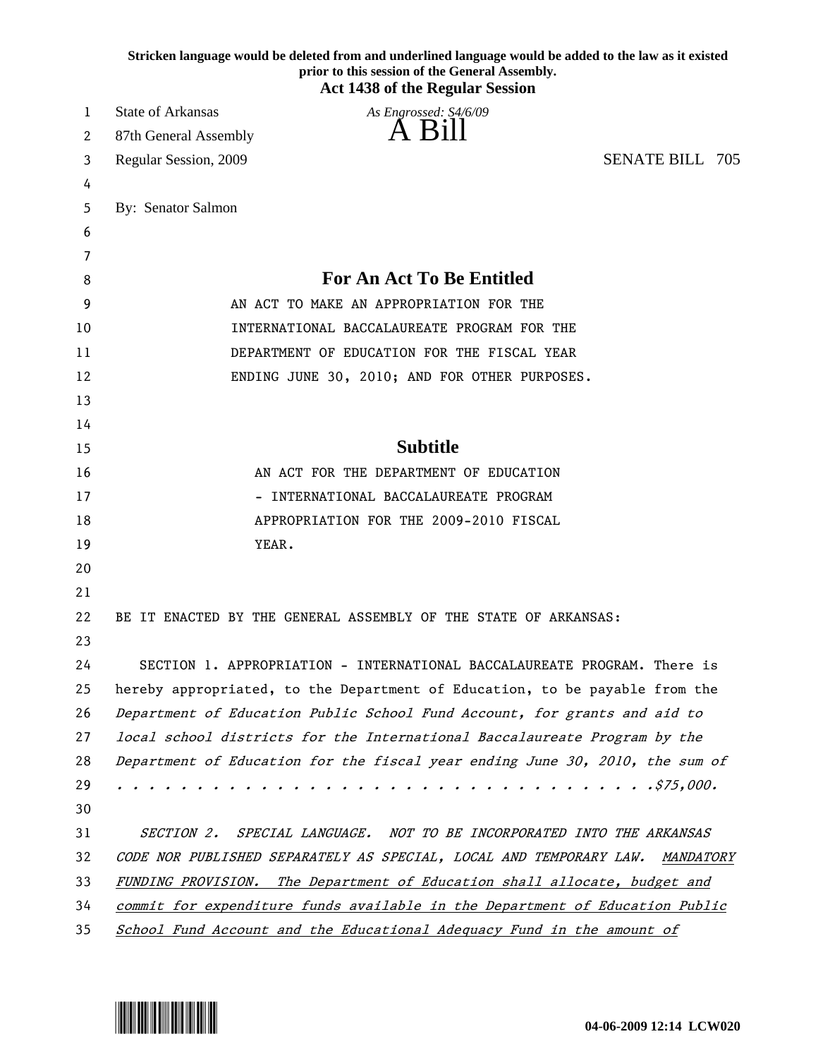Stricken language would be deleted from and underlined language would be added to the law as it existed prior to this session of the General Assembly.

**Act 1438 of the Regular Session**

State of Arkansas
87th General Assembly
Regular Session, 2009

*As Engrossed: S4/6/09*

# A Bill

SENATE BILL 705

By: Senator Salmon

## For An Act To Be Entitled

AN ACT TO MAKE AN APPROPRIATION FOR THE INTERNATIONAL BACCALAUREATE PROGRAM FOR THE DEPARTMENT OF EDUCATION FOR THE FISCAL YEAR ENDING JUNE 30, 2010; AND FOR OTHER PURPOSES.

## Subtitle

AN ACT FOR THE DEPARTMENT OF EDUCATION - INTERNATIONAL BACCALAUREATE PROGRAM APPROPRIATION FOR THE 2009-2010 FISCAL YEAR.

BE IT ENACTED BY THE GENERAL ASSEMBLY OF THE STATE OF ARKANSAS:

SECTION 1. APPROPRIATION - INTERNATIONAL BACCALAUREATE PROGRAM. There is hereby appropriated, to the Department of Education, to be payable from the *Department of Education Public School Fund Account, for grants and aid to local school districts for the International Baccalaureate Program by the Department of Education for the fiscal year ending June 30, 2010, the sum of . . . . . . . . . . . . . . . . . . . . . . . . . . . . . . . . . . . .$75,000.*

*SECTION 2. SPECIAL LANGUAGE. NOT TO BE INCORPORATED INTO THE ARKANSAS CODE NOR PUBLISHED SEPARATELY AS SPECIAL, LOCAL AND TEMPORARY LAW.* *<u>MANDATORY FUNDING PROVISION. The Department of Education shall allocate, budget and commit for expenditure funds available in the Department of Education Public School Fund Account and the Educational Adequacy Fund in the amount of</u>*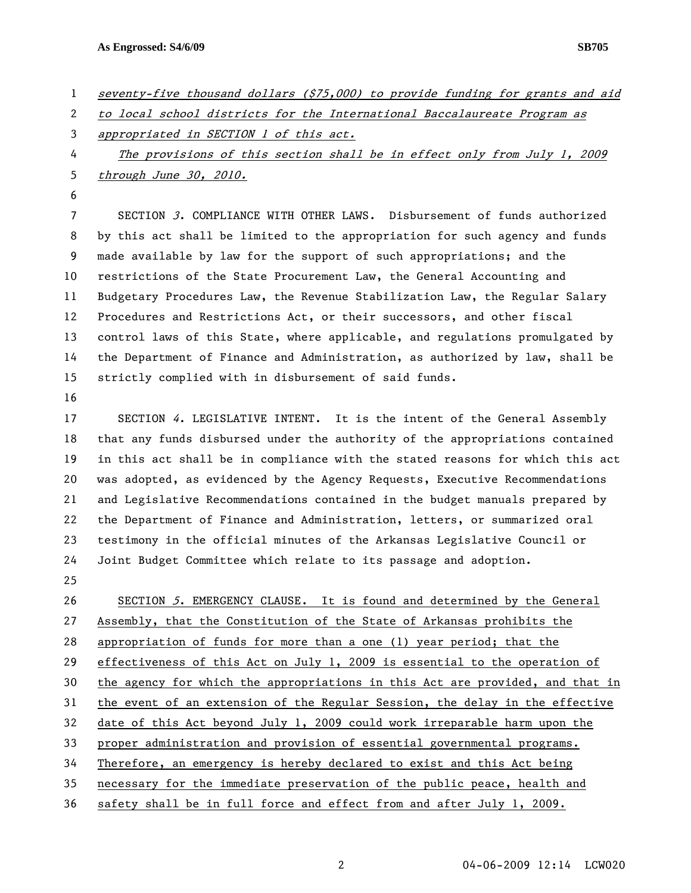*seventy-five thousand dollars ($75,000) to provide funding for grants and aid to local school districts for the International Baccalaureate Program as appropriated in SECTION 1 of this act.*

*The provisions of this section shall be in effect only from July 1, 2009 through June 30, 2010.*

SECTION *3*. COMPLIANCE WITH OTHER LAWS. Disbursement of funds authorized by this act shall be limited to the appropriation for such agency and funds made available by law for the support of such appropriations; and the restrictions of the State Procurement Law, the General Accounting and Budgetary Procedures Law, the Revenue Stabilization Law, the Regular Salary Procedures and Restrictions Act, or their successors, and other fiscal control laws of this State, where applicable, and regulations promulgated by the Department of Finance and Administration, as authorized by law, shall be strictly complied with in disbursement of said funds.

SECTION *4*. LEGISLATIVE INTENT. It is the intent of the General Assembly that any funds disbursed under the authority of the appropriations contained in this act shall be in compliance with the stated reasons for which this act was adopted, as evidenced by the Agency Requests, Executive Recommendations and Legislative Recommendations contained in the budget manuals prepared by the Department of Finance and Administration, letters, or summarized oral testimony in the official minutes of the Arkansas Legislative Council or Joint Budget Committee which relate to its passage and adoption.

SECTION *5*. EMERGENCY CLAUSE. It is found and determined by the General Assembly, that the Constitution of the State of Arkansas prohibits the appropriation of funds for more than a one (1) year period; that the effectiveness of this Act on July 1, 2009 is essential to the operation of the agency for which the appropriations in this Act are provided, and that in the event of an extension of the Regular Session, the delay in the effective date of this Act beyond July 1, 2009 could work irreparable harm upon the proper administration and provision of essential governmental programs. Therefore, an emergency is hereby declared to exist and this Act being necessary for the immediate preservation of the public peace, health and safety shall be in full force and effect from and after July 1, 2009.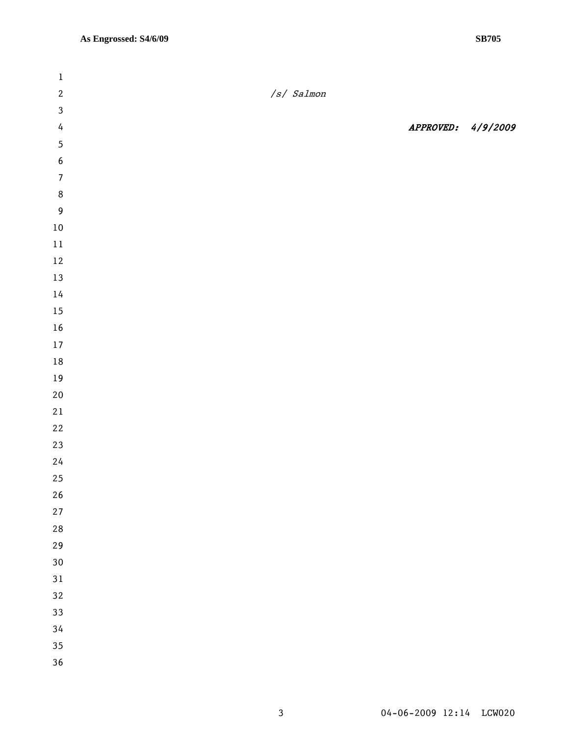*/s/ Salmon*

***APPROVED: 4/9/2009***